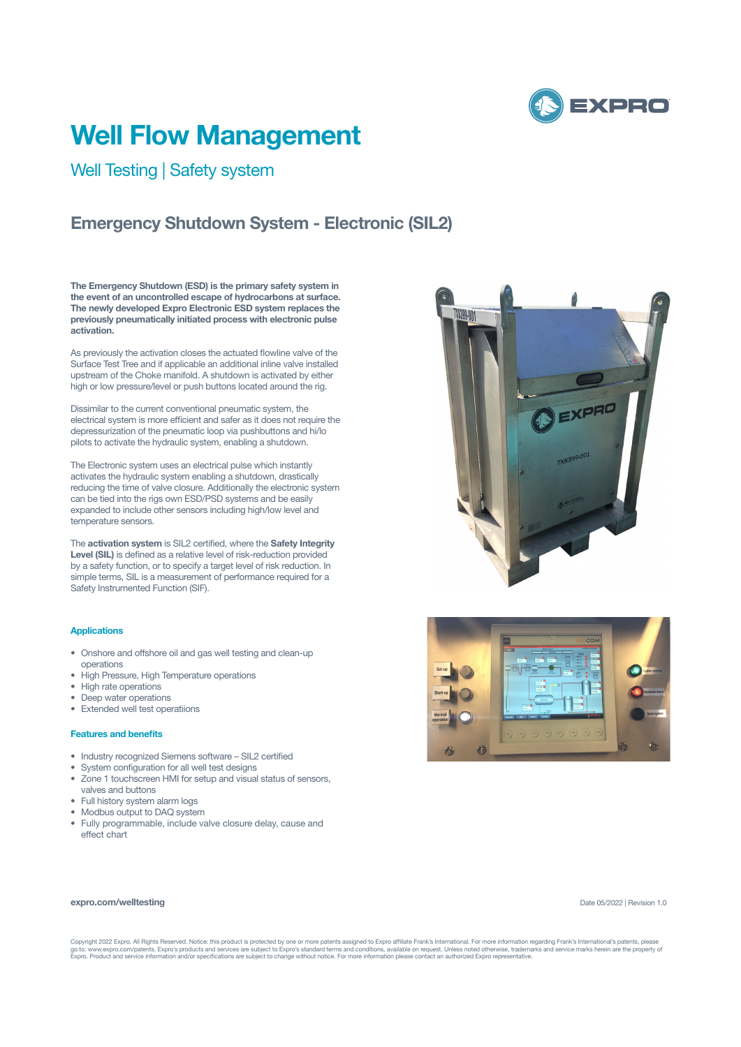# Well Flow Management

## Well Testing | Safety system

## Emergency Shutdown System - Electronic (SIL2)

**The Emergency Shutdown (ESD) is the primary safety system in the event of an uncontrolled escape of hydrocarbons at surface. The newly developed Expro Electronic ESD system replaces the previously pneumatically initiated process with electronic pulse activation.**

As previously the activation closes the actuated flowline valve of the Surface Test Tree and if applicable an additional inline valve installed upstream of the Choke manifold. A shutdown is activated by either high or low pressure/level or push buttons located around the rig.

Dissimilar to the current conventional pneumatic system, the electrical system is more efficient and safer as it does not require the depressurization of the pneumatic loop via pushbuttons and hi/lo pilots to activate the hydraulic system, enabling a shutdown.

The Electronic system uses an electrical pulse which instantly activates the hydraulic system enabling a shutdown, drastically reducing the time of valve closure. Additionally the electronic system can be tied into the rigs own ESD/PSD systems and be easily expanded to include other sensors including high/low level and temperature sensors.

The **activation system** is SIL2 certified, where the **Safety Integrity Level (SIL)** is defined as a relative level of risk-reduction provided by a safety function, or to specify a target level of risk reduction. In simple terms, SIL is a measurement of performance required for a Safety Instrumented Function (SIF).

### Applications

- Onshore and offshore oil and gas well testing and clean-up operations
- High Pressure, High Temperature operations
- High rate operations
- Deep water operations
- Extended well test operatiions

### Features and benefits

- Industry recognized Siemens software – SIL2 certified
- System configuration for all well test designs
- Zone 1 touchscreen HMI for setup and visual status of sensors, valves and buttons
- Full history system alarm logs
- Modbus output to DAQ system
- Fully programmable, include valve closure delay, cause and effect chart

**expro.com/welltesting**

Date 05/2022 | Revision 1.0

Copyright 2022 Expro. All Rights Reserved. Notice: this product is protected by one or more patents assigned to Expro affiliate Frank's International. For more information regarding Frank's International's patents, please go to: www.expro.com/patents. Expro's products and services are subject to Expro's standard terms and conditions, available on request. Unless noted otherwise, trademarks and service marks herein are the property of Expro. Product and service information and/or specifications are subject to change without notice. For more information please contact an authorized Expro representative.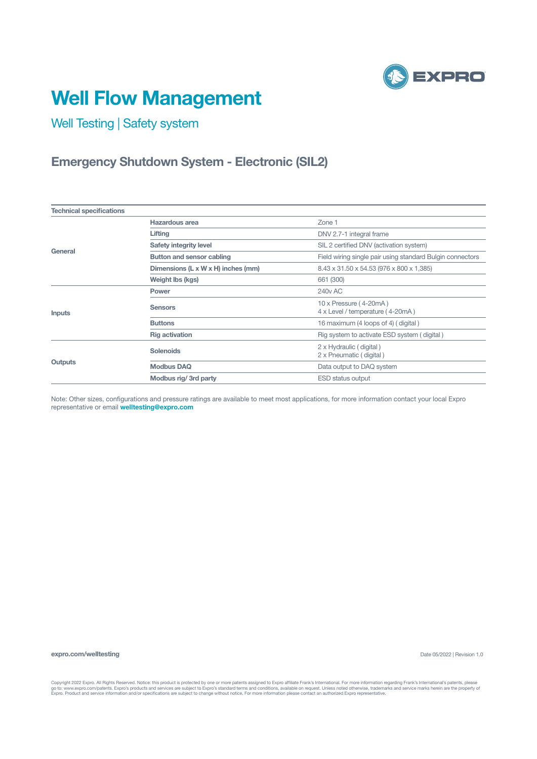# Well Flow Management

Well Testing | Safety system

## Emergency Shutdown System - Electronic (SIL2)

| Technical specifications | | |
|---|---|---|
| General | **Hazardous area** | Zone 1 |
| | **Lifting** | DNV 2.7-1 integral frame |
| | **Safety integrity level** | SIL 2 certified DNV (activation system) |
| | **Button and sensor cabling** | Field wiring single pair using standard Bulgin connectors |
| | **Dimensions (L x W x H) inches (mm)** | 8.43 x 31.50 x 54.53 (976 x 800 x 1,385) |
| | **Weight lbs (kgs)** | 661 (300) |
| Inputs | **Power** | 240v AC |
| | **Sensors** | 10 x Pressure ( 4-20mA )<br>4 x Level / temperature ( 4-20mA ) |
| | **Buttons** | 16 maximum (4 loops of 4) ( digital ) |
| | **Rig activation** | Rig system to activate ESD system ( digital ) |
| Outputs | **Solenoids** | 2 x Hydraulic ( digital )<br>2 x Pneumatic ( digital ) |
| | **Modbus DAQ** | Data output to DAQ system |
| | **Modbus rig/ 3rd party** | ESD status output |

Note: Other sizes, configurations and pressure ratings are available to meet most applications, for more information contact your local Expro representative or email **welltesting@expro.com**

**expro.com/welltesting**

Date 05/2022 | Revision 1.0

Copyright 2022 Expro. All Rights Reserved. Notice: this product is protected by one or more patents assigned to Expro affiliate Frank's International. For more information regarding Frank's International's patents, please go to: www.expro.com/patents. Expro's products and services are subject to Expro's standard terms and conditions, available on request. Unless noted otherwise, trademarks and service marks herein are the property of Expro. Product and service information and/or specifications are subject to change without notice. For more information please contact an authorized Expro representative.